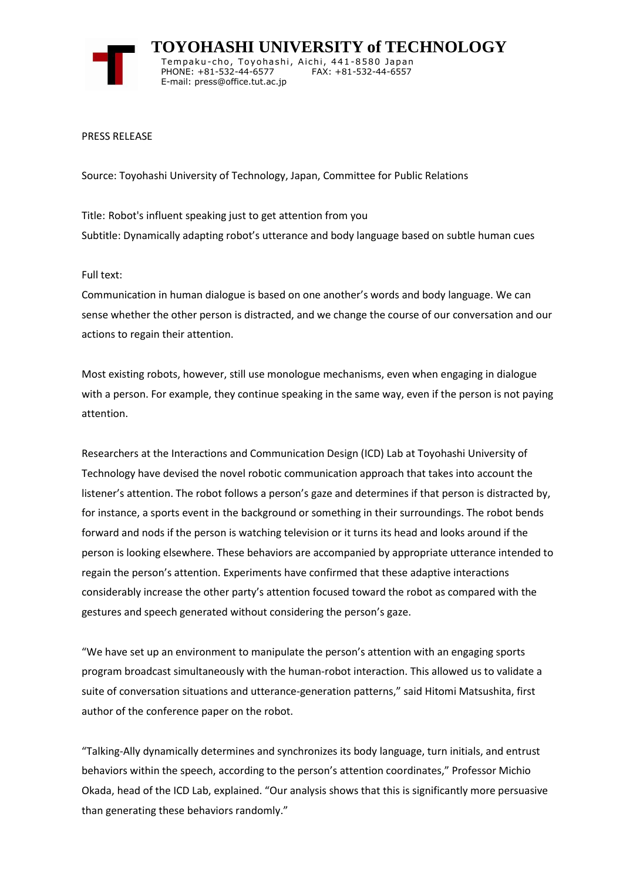# TOYOHASHI UNIVERSITY of TECHNOLOGY

Tempaku-cho, Toyohashi, Aichi, 441-8580 Japan
PHONE: +81-532-44-6577 FAX: +81-532-44-6557
E-mail: press@office.tut.ac.jp

PRESS RELEASE

Source: Toyohashi University of Technology, Japan, Committee for Public Relations

Title: Robot's influent speaking just to get attention from you
Subtitle: Dynamically adapting robot's utterance and body language based on subtle human cues

Full text:
Communication in human dialogue is based on one another's words and body language. We can sense whether the other person is distracted, and we change the course of our conversation and our actions to regain their attention.

Most existing robots, however, still use monologue mechanisms, even when engaging in dialogue with a person. For example, they continue speaking in the same way, even if the person is not paying attention.

Researchers at the Interactions and Communication Design (ICD) Lab at Toyohashi University of Technology have devised the novel robotic communication approach that takes into account the listener's attention. The robot follows a person's gaze and determines if that person is distracted by, for instance, a sports event in the background or something in their surroundings. The robot bends forward and nods if the person is watching television or it turns its head and looks around if the person is looking elsewhere. These behaviors are accompanied by appropriate utterance intended to regain the person's attention. Experiments have confirmed that these adaptive interactions considerably increase the other party's attention focused toward the robot as compared with the gestures and speech generated without considering the person's gaze.

"We have set up an environment to manipulate the person's attention with an engaging sports program broadcast simultaneously with the human-robot interaction. This allowed us to validate a suite of conversation situations and utterance-generation patterns," said Hitomi Matsushita, first author of the conference paper on the robot.

"Talking-Ally dynamically determines and synchronizes its body language, turn initials, and entrust behaviors within the speech, according to the person's attention coordinates," Professor Michio Okada, head of the ICD Lab, explained. "Our analysis shows that this is significantly more persuasive than generating these behaviors randomly."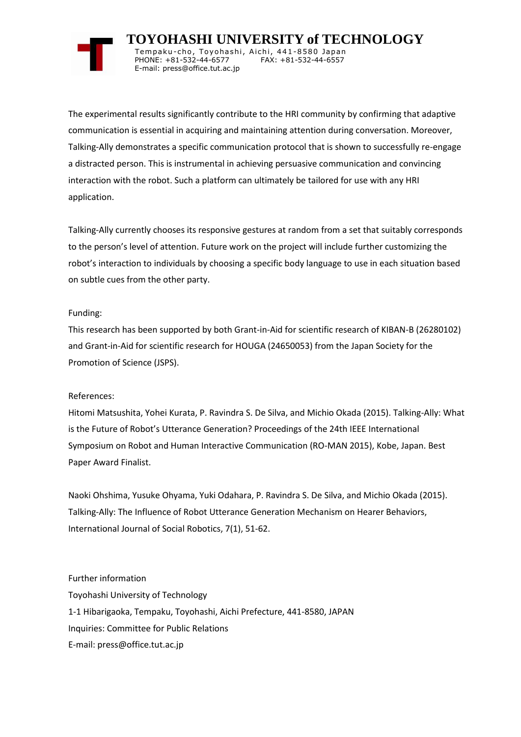The experimental results significantly contribute to the HRI community by confirming that adaptive communication is essential in acquiring and maintaining attention during conversation. Moreover, Talking-Ally demonstrates a specific communication protocol that is shown to successfully re-engage a distracted person. This is instrumental in achieving persuasive communication and convincing interaction with the robot. Such a platform can ultimately be tailored for use with any HRI application.

Talking-Ally currently chooses its responsive gestures at random from a set that suitably corresponds to the person's level of attention. Future work on the project will include further customizing the robot's interaction to individuals by choosing a specific body language to use in each situation based on subtle cues from the other party.

Funding:
This research has been supported by both Grant-in-Aid for scientific research of KIBAN-B (26280102) and Grant-in-Aid for scientific research for HOUGA (24650053) from the Japan Society for the Promotion of Science (JSPS).

References:
Hitomi Matsushita, Yohei Kurata, P. Ravindra S. De Silva, and Michio Okada (2015). Talking-Ally: What is the Future of Robot's Utterance Generation? Proceedings of the 24th IEEE International Symposium on Robot and Human Interactive Communication (RO-MAN 2015), Kobe, Japan. Best Paper Award Finalist.

Naoki Ohshima, Yusuke Ohyama, Yuki Odahara, P. Ravindra S. De Silva, and Michio Okada (2015). Talking-Ally: The Influence of Robot Utterance Generation Mechanism on Hearer Behaviors, International Journal of Social Robotics, 7(1), 51-62.

Further information
Toyohashi University of Technology
1-1 Hibarigaoka, Tempaku, Toyohashi, Aichi Prefecture, 441-8580, JAPAN
Inquiries: Committee for Public Relations
E-mail: press@office.tut.ac.jp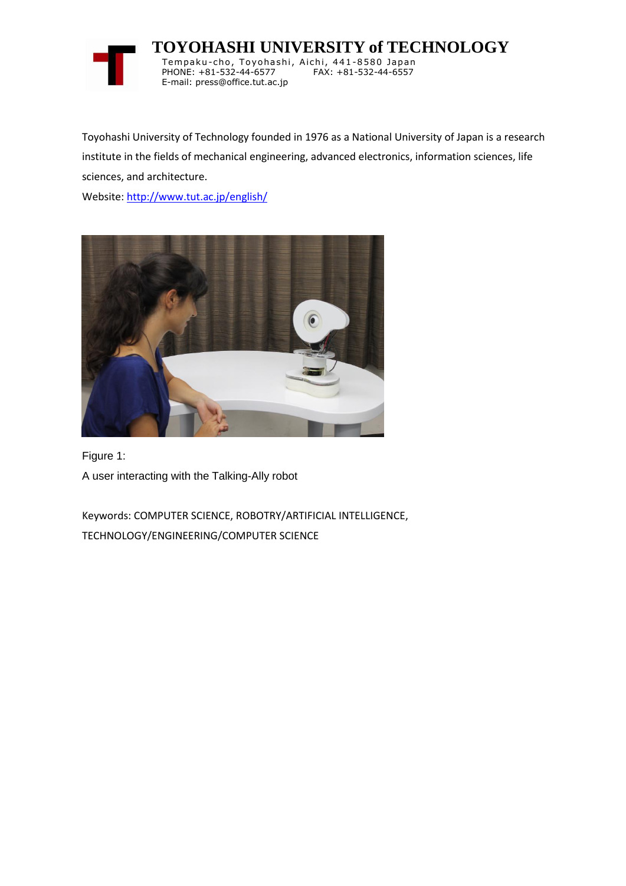# TOYOHASHI UNIVERSITY of TECHNOLOGY

Tempaku-cho, Toyohashi, Aichi, 441-8580 Japan
PHONE: +81-532-44-6577 FAX: +81-532-44-6557
E-mail: press@office.tut.ac.jp

Toyohashi University of Technology founded in 1976 as a National University of Japan is a research institute in the fields of mechanical engineering, advanced electronics, information sciences, life sciences, and architecture.

Website: [http://www.tut.ac.jp/english/](http://www.tut.ac.jp/english/)

Figure 1:

A user interacting with the Talking-Ally robot

Keywords: COMPUTER SCIENCE, ROBOTRY/ARTIFICIAL INTELLIGENCE, TECHNOLOGY/ENGINEERING/COMPUTER SCIENCE